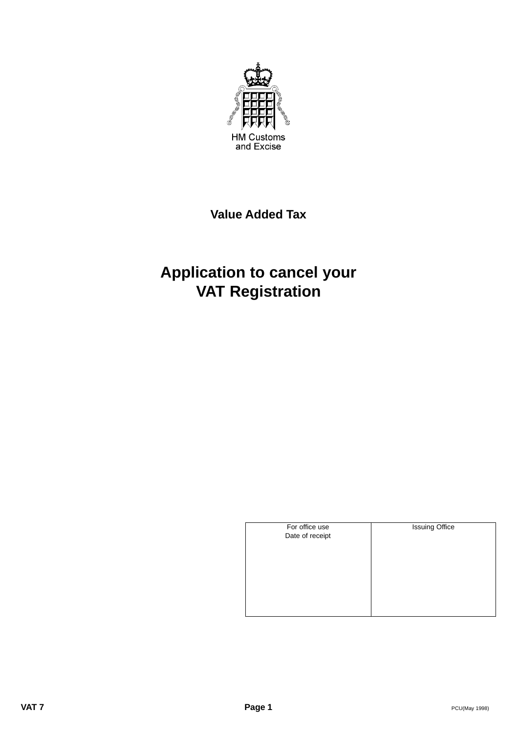HM Customs and Excise

**Value Added Tax**

# Application to cancel your VAT Registration

| For office use<br>Date of receipt | Issuing Office |
| --- | --- |
| | |

VAT 7

PCU(May 1998)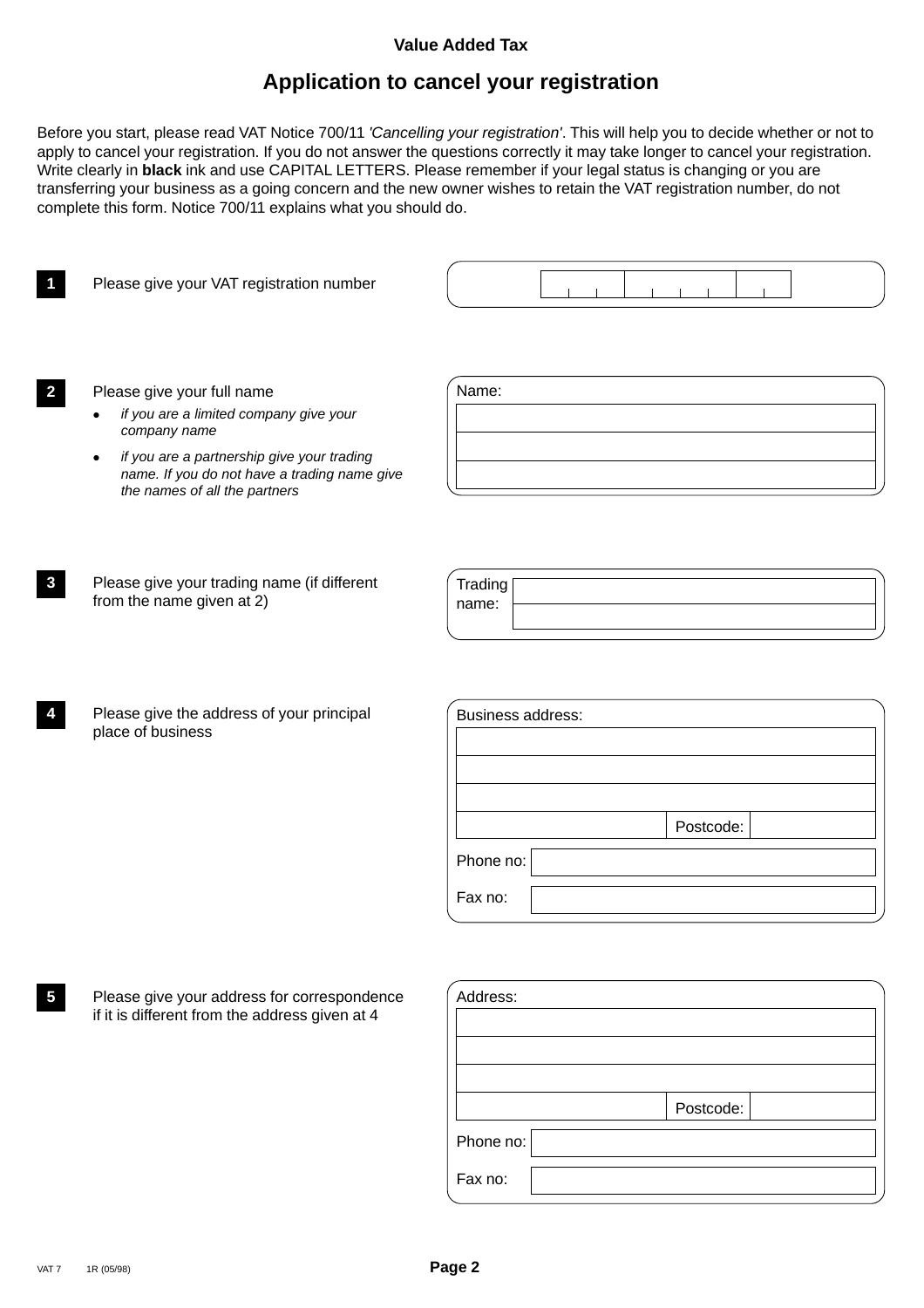**Value Added Tax**

# Application to cancel your registration

Before you start, please read VAT Notice 700/11 *'Cancelling your registration'*. This will help you to decide whether or not to apply to cancel your registration. If you do not answer the questions correctly it may take longer to cancel your registration. Write clearly in **black** ink and use CAPITAL LETTERS. Please remember if your legal status is changing or you are transferring your business as a going concern and the new owner wishes to retain the VAT registration number, do not complete this form. Notice 700/11 explains what you should do.

**1** Please give your VAT registration number

| | | | | | | | | |
|---|---|---|---|---|---|---|---|---|
| | | | | | | | | |

**2** Please give your full name

- *if you are a limited company give your company name*
- *if you are a partnership give your trading name. If you do not have a trading name give the names of all the partners*

Name:

**3** Please give your trading name (if different from the name given at 2)

Trading name:

**4** Please give the address of your principal place of business

Business address:

Postcode:

Phone no:

Fax no:

**5** Please give your address for correspondence if it is different from the address given at 4

Address:

Postcode:

Phone no:

Fax no:

VAT 7 1R (05/98)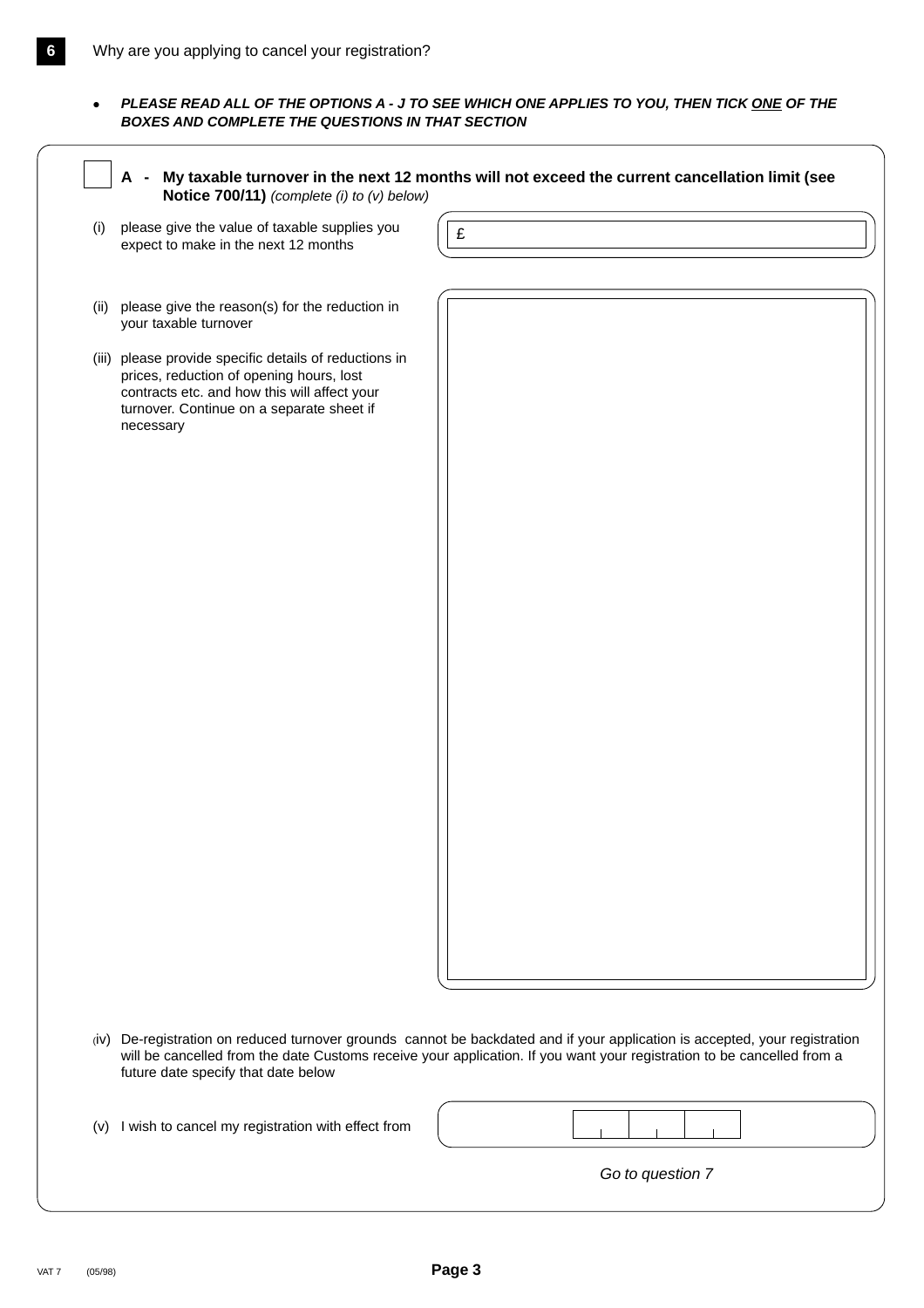**6** Why are you applying to cancel your registration?

- ***PLEASE READ ALL OF THE OPTIONS A - J TO SEE WHICH ONE APPLIES TO YOU, THEN TICK ONE OF THE BOXES AND COMPLETE THE QUESTIONS IN THAT SECTION***

☐ **A - My taxable turnover in the next 12 months will not exceed the current cancellation limit (see Notice 700/11)** *(complete (i) to (v) below)*

(i) please give the value of taxable supplies you expect to make in the next 12 months

£

(ii) please give the reason(s) for the reduction in your taxable turnover

(iii) please provide specific details of reductions in prices, reduction of opening hours, lost contracts etc. and how this will affect your turnover. Continue on a separate sheet if necessary

(iv) De-registration on reduced turnover grounds cannot be backdated and if your application is accepted, your registration will be cancelled from the date Customs receive your application. If you want your registration to be cancelled from a future date specify that date below

(v) I wish to cancel my registration with effect from

*Go to question 7*

VAT 7 (05/98)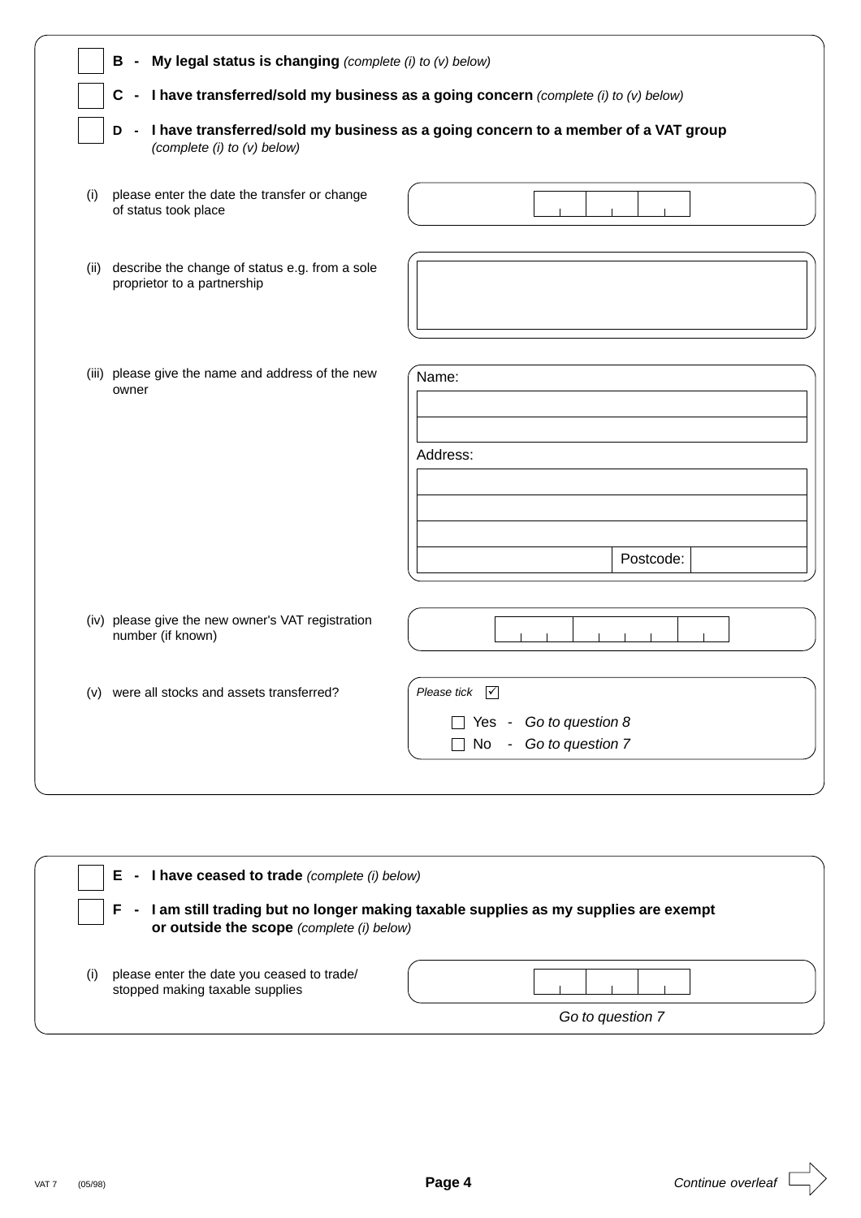☐ **B - My legal status is changing** *(complete (i) to (v) below)*

☐ **C - I have transferred/sold my business as a going concern** *(complete (i) to (v) below)*

☐ **D - I have transferred/sold my business as a going concern to a member of a VAT group** *(complete (i) to (v) below)*

(i) please enter the date the transfer or change of status took place

| | | |
|---|---|---|
| | | |

(ii) describe the change of status e.g. from a sole proprietor to a partnership

(iii) please give the name and address of the new owner

Name:

Address:

Postcode:

(iv) please give the new owner's VAT registration number (if known)

(v) were all stocks and assets transferred?

*Please tick* ☑

☐ Yes - *Go to question 8*

☐ No - *Go to question 7*

---

☐ **E - I have ceased to trade** *(complete (i) below)*

☐ **F - I am still trading but no longer making taxable supplies as my supplies are exempt or outside the scope** *(complete (i) below)*

(i) please enter the date you ceased to trade/ stopped making taxable supplies

| | | |
|---|---|---|
| | | |

*Go to question 7*

VAT 7 (05/98)

*Continue overleaf*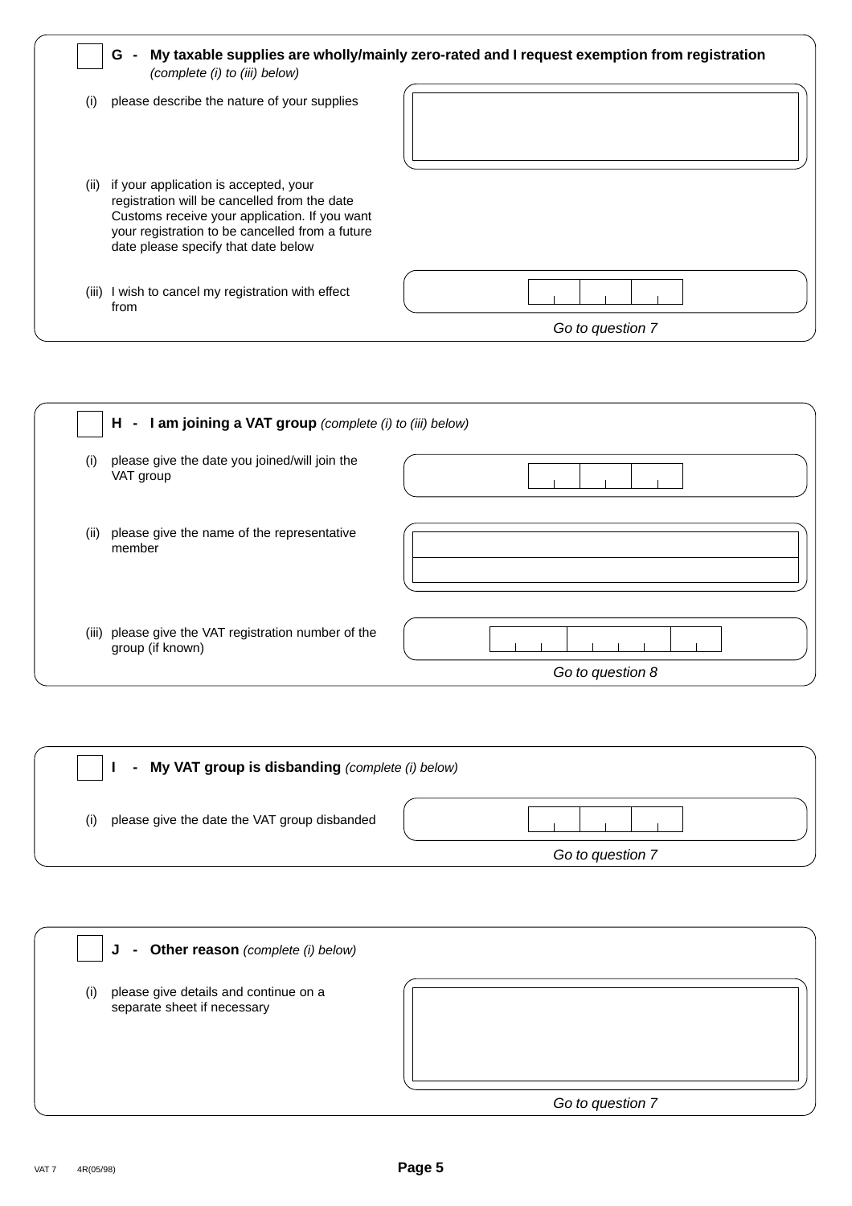☐ **G - My taxable supplies are wholly/mainly zero-rated and I request exemption from registration** *(complete (i) to (iii) below)*

(i) please describe the nature of your supplies

(ii) if your application is accepted, your registration will be cancelled from the date Customs receive your application. If you want your registration to be cancelled from a future date please specify that date below

(iii) I wish to cancel my registration with effect from

*Go to question 7*

☐ **H - I am joining a VAT group** *(complete (i) to (iii) below)*

(i) please give the date you joined/will join the VAT group

(ii) please give the name of the representative member

(iii) please give the VAT registration number of the group (if known)

*Go to question 8*

☐ **I - My VAT group is disbanding** *(complete (i) below)*

(i) please give the date the VAT group disbanded

*Go to question 7*

☐ **J - Other reason** *(complete (i) below)*

(i) please give details and continue on a separate sheet if necessary

*Go to question 7*

VAT 7 4R(05/98)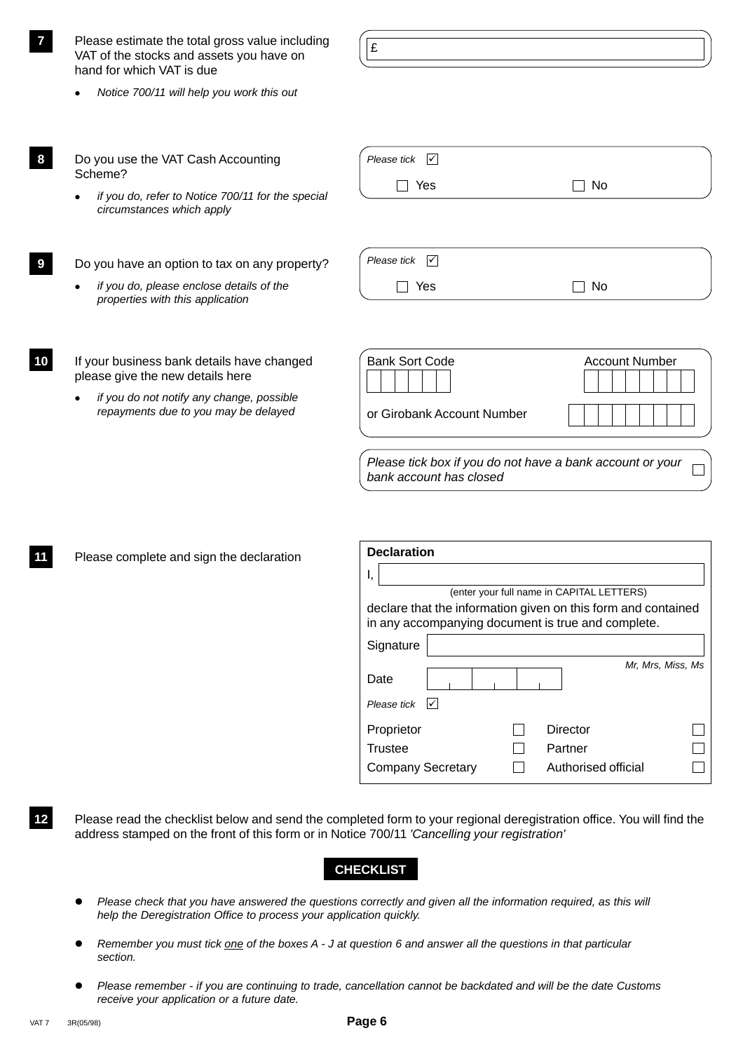**7** Please estimate the total gross value including VAT of the stocks and assets you have on hand for which VAT is due

- *Notice 700/11 will help you work this out*

£

**8** Do you use the VAT Cash Accounting Scheme?

- *if you do, refer to Notice 700/11 for the special circumstances which apply*

*Please tick* ☑

☐ Yes ☐ No

**9** Do you have an option to tax on any property?

- *if you do, please enclose details of the properties with this application*

*Please tick* ☑

☐ Yes ☐ No

**10** If your business bank details have changed please give the new details here

- *if you do not notify any change, possible repayments due to you may be delayed*

Bank Sort Code | Account Number

or Girobank Account Number

*Please tick box if you do not have a bank account or your bank account has closed* ☐

**11** Please complete and sign the declaration

**Declaration**

I, ______________________

(enter your full name in CAPITAL LETTERS)

declare that the information given on this form and contained in any accompanying document is true and complete.

Signature ______________________

*Mr, Mrs, Miss, Ms*

Date

*Please tick* ☑

| | | | |
|---|---|---|---|
| Proprietor | ☐ | Director | ☐ |
| Trustee | ☐ | Partner | ☐ |
| Company Secretary | ☐ | Authorised official | ☐ |

**12** Please read the checklist below and send the completed form to your regional deregistration office. You will find the address stamped on the front of this form or in Notice 700/11 *'Cancelling your registration'*

**CHECKLIST**

- *Please check that you have answered the questions correctly and given all the information required, as this will help the Deregistration Office to process your application quickly.*
- *Remember you must tick one of the boxes A - J at question 6 and answer all the questions in that particular section.*
- *Please remember - if you are continuing to trade, cancellation cannot be backdated and will be the date Customs receive your application or a future date.*

VAT 7 3R(05/98)